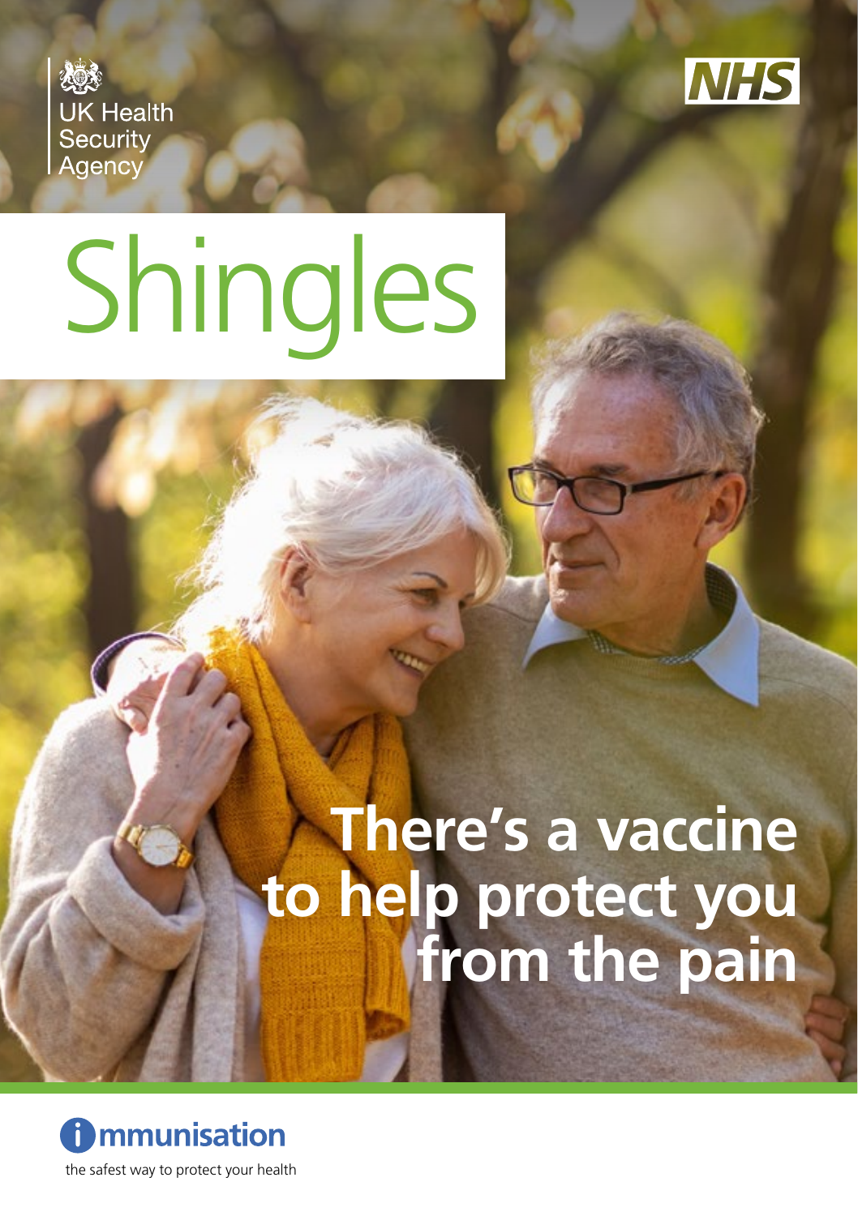UK Health Security Agency

NHS

# Shingles

## There's a vaccine to help protect you from the pain

immunisation

the safest way to protect your health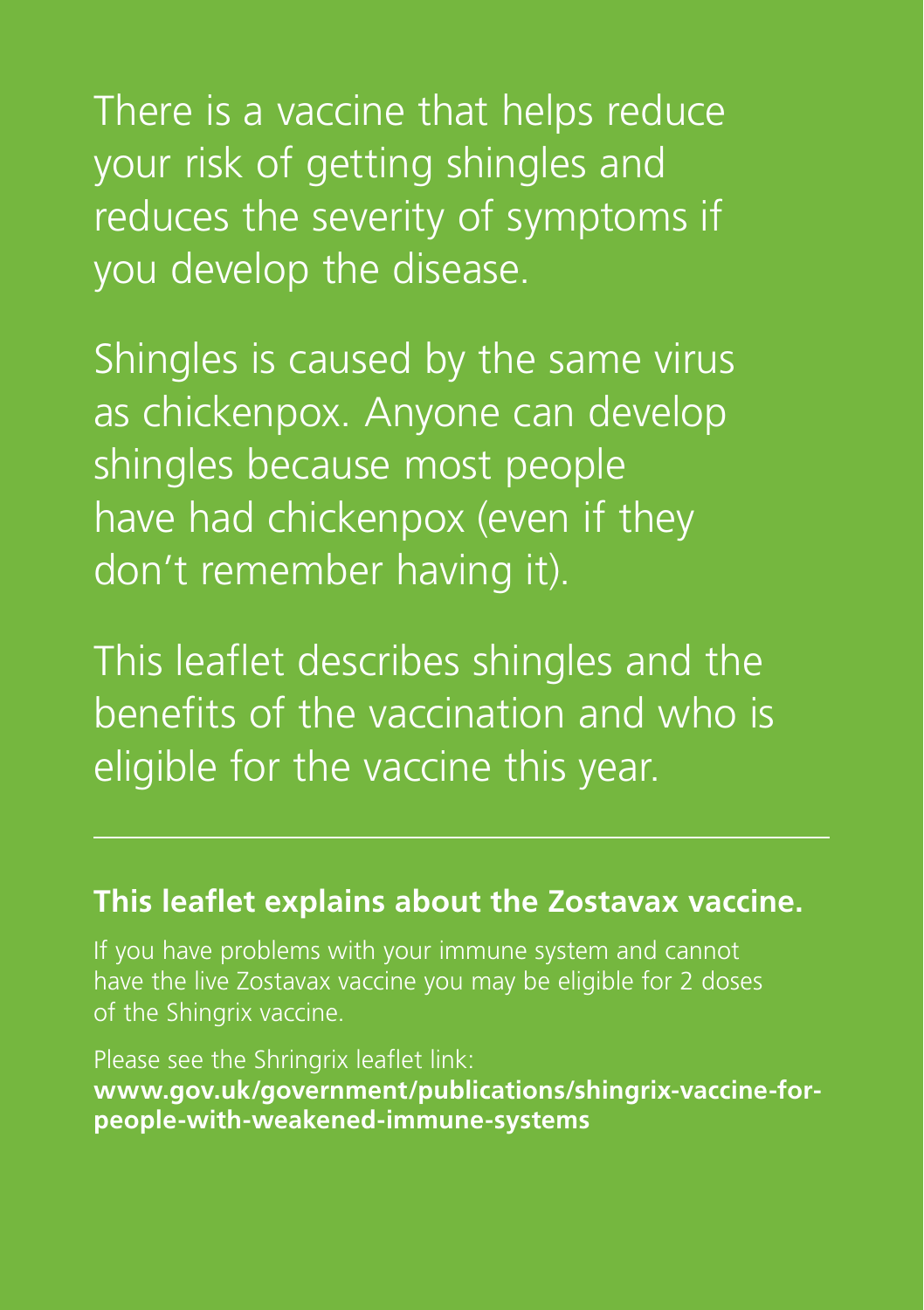There is a vaccine that helps reduce your risk of getting shingles and reduces the severity of symptoms if you develop the disease.

Shingles is caused by the same virus as chickenpox. Anyone can develop shingles because most people have had chickenpox (even if they don't remember having it).

This leaflet describes shingles and the benefits of the vaccination and who is eligible for the vaccine this year.

---

**This leaflet explains about the Zostavax vaccine.**

If you have problems with your immune system and cannot have the live Zostavax vaccine you may be eligible for 2 doses of the Shingrix vaccine.

Please see the Shringrix leaflet link:
**www.gov.uk/government/publications/shingrix-vaccine-for-people-with-weakened-immune-systems**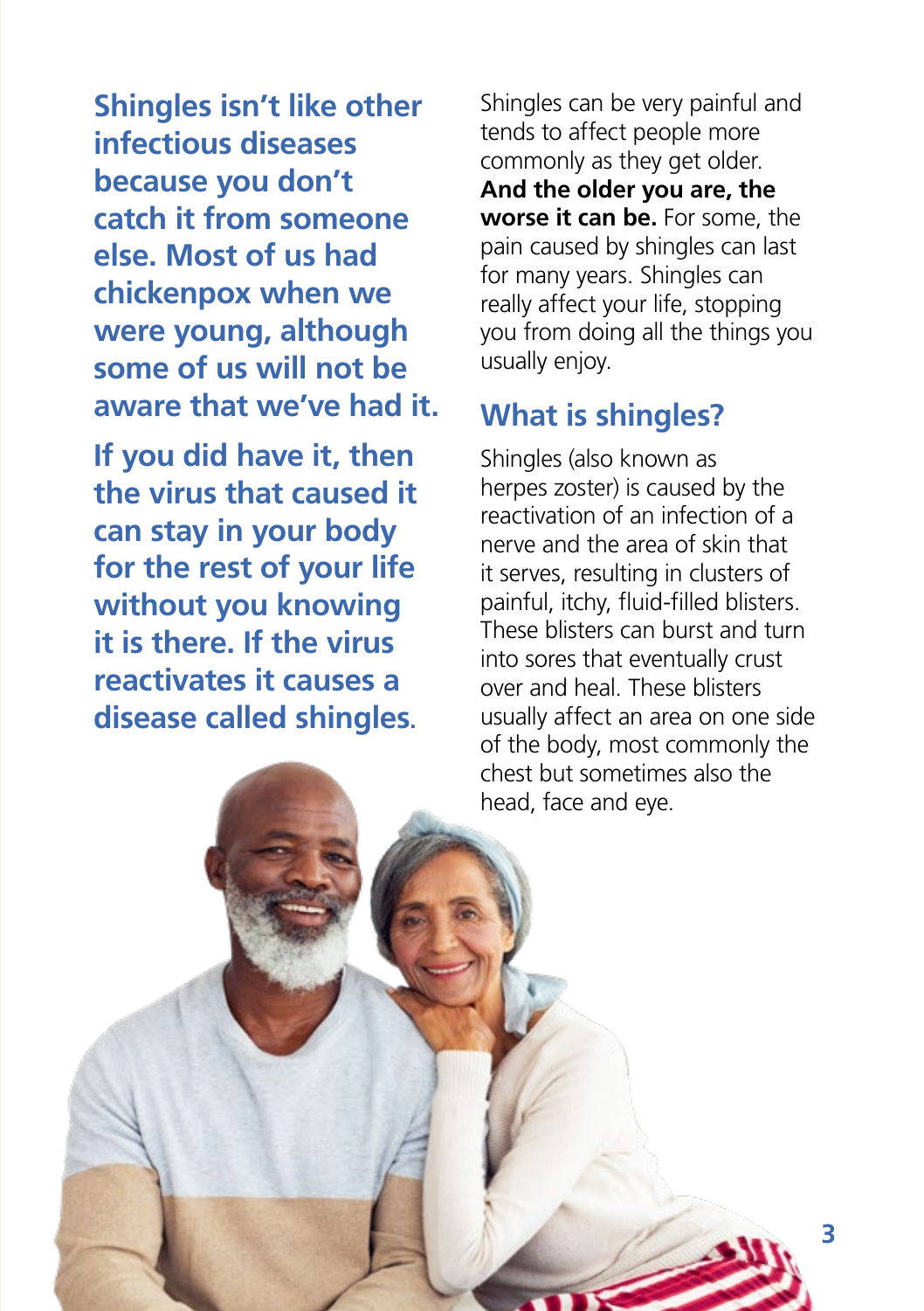**Shingles isn't like other infectious diseases because you don't catch it from someone else. Most of us had chickenpox when we were young, although some of us will not be aware that we've had it.**

**If you did have it, then the virus that caused it can stay in your body for the rest of your life without you knowing it is there. If the virus reactivates it causes a disease called shingles.**

Shingles can be very painful and tends to affect people more commonly as they get older. **And the older you are, the worse it can be.** For some, the pain caused by shingles can last for many years. Shingles can really affect your life, stopping you from doing all the things you usually enjoy.

## What is shingles?

Shingles (also known as herpes zoster) is caused by the reactivation of an infection of a nerve and the area of skin that it serves, resulting in clusters of painful, itchy, fluid-filled blisters. These blisters can burst and turn into sores that eventually crust over and heal. These blisters usually affect an area on one side of the body, most commonly the chest but sometimes also the head, face and eye.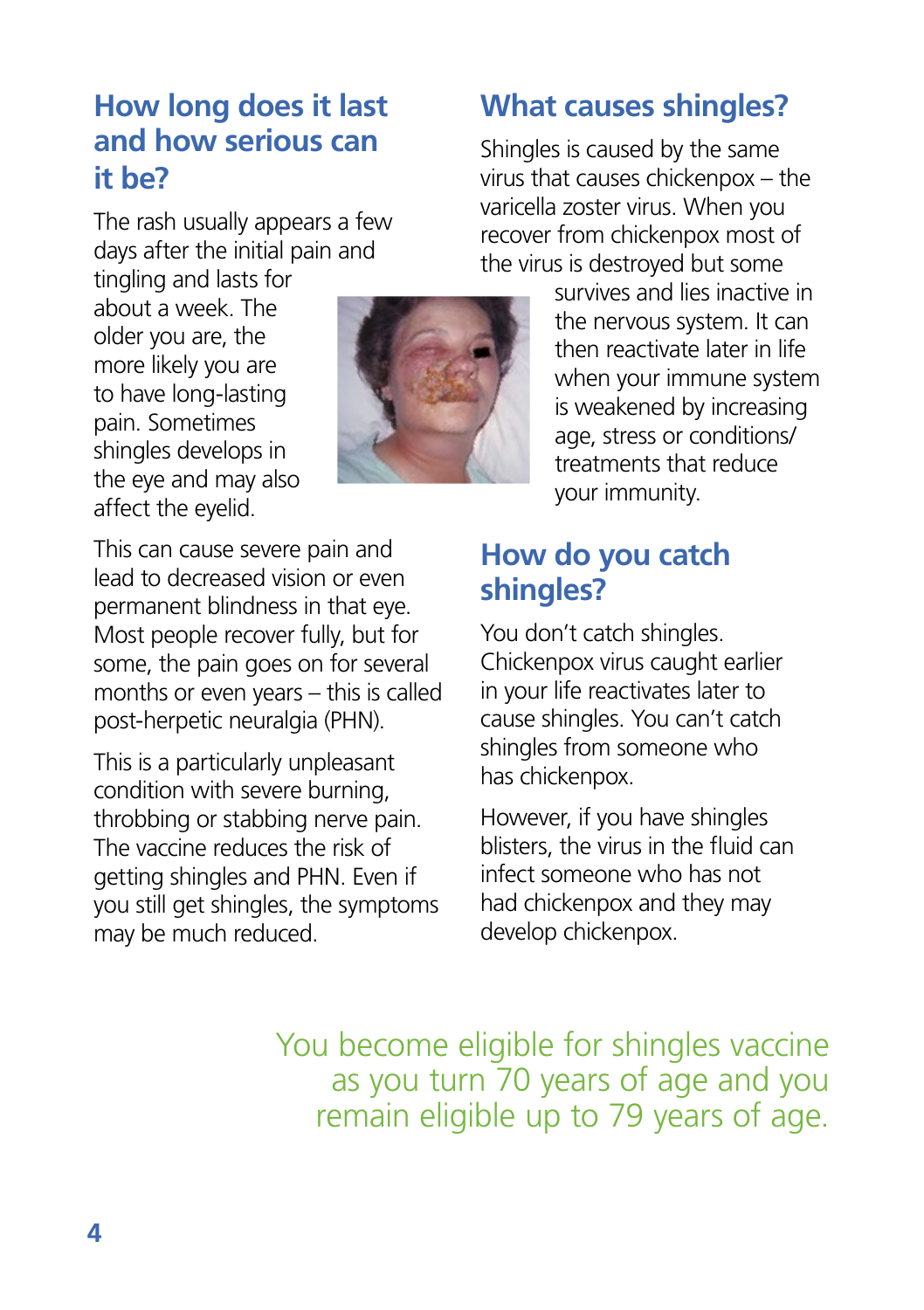## How long does it last and how serious can it be?

The rash usually appears a few days after the initial pain and tingling and lasts for about a week. The older you are, the more likely you are to have long-lasting pain. Sometimes shingles develops in the eye and may also affect the eyelid.

This can cause severe pain and lead to decreased vision or even permanent blindness in that eye. Most people recover fully, but for some, the pain goes on for several months or even years – this is called post-herpetic neuralgia (PHN).

This is a particularly unpleasant condition with severe burning, throbbing or stabbing nerve pain. The vaccine reduces the risk of getting shingles and PHN. Even if you still get shingles, the symptoms may be much reduced.

## What causes shingles?

Shingles is caused by the same virus that causes chickenpox – the varicella zoster virus. When you recover from chickenpox most of the virus is destroyed but some survives and lies inactive in the nervous system. It can then reactivate later in life when your immune system is weakened by increasing age, stress or conditions/treatments that reduce your immunity.

## How do you catch shingles?

You don't catch shingles. Chickenpox virus caught earlier in your life reactivates later to cause shingles. You can't catch shingles from someone who has chickenpox.

However, if you have shingles blisters, the virus in the fluid can infect someone who has not had chickenpox and they may develop chickenpox.

You become eligible for shingles vaccine as you turn 70 years of age and you remain eligible up to 79 years of age.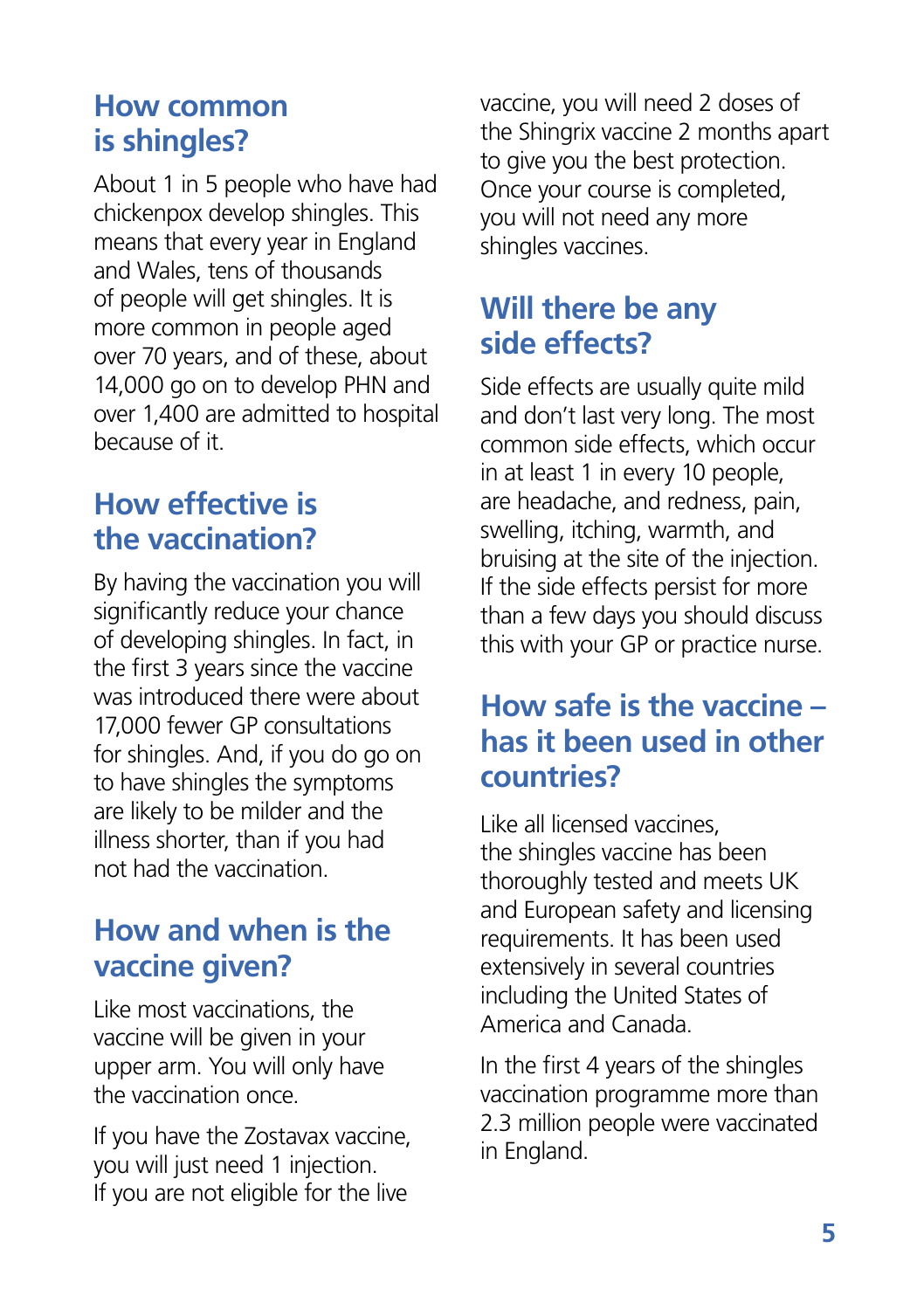## How common is shingles?

About 1 in 5 people who have had chickenpox develop shingles. This means that every year in England and Wales, tens of thousands of people will get shingles. It is more common in people aged over 70 years, and of these, about 14,000 go on to develop PHN and over 1,400 are admitted to hospital because of it.

## How effective is the vaccination?

By having the vaccination you will significantly reduce your chance of developing shingles. In fact, in the first 3 years since the vaccine was introduced there were about 17,000 fewer GP consultations for shingles. And, if you do go on to have shingles the symptoms are likely to be milder and the illness shorter, than if you had not had the vaccination.

## How and when is the vaccine given?

Like most vaccinations, the vaccine will be given in your upper arm. You will only have the vaccination once.

If you have the Zostavax vaccine, you will just need 1 injection. If you are not eligible for the live vaccine, you will need 2 doses of the Shingrix vaccine 2 months apart to give you the best protection. Once your course is completed, you will not need any more shingles vaccines.

## Will there be any side effects?

Side effects are usually quite mild and don't last very long. The most common side effects, which occur in at least 1 in every 10 people, are headache, and redness, pain, swelling, itching, warmth, and bruising at the site of the injection. If the side effects persist for more than a few days you should discuss this with your GP or practice nurse.

## How safe is the vaccine – has it been used in other countries?

Like all licensed vaccines, the shingles vaccine has been thoroughly tested and meets UK and European safety and licensing requirements. It has been used extensively in several countries including the United States of America and Canada.

In the first 4 years of the shingles vaccination programme more than 2.3 million people were vaccinated in England.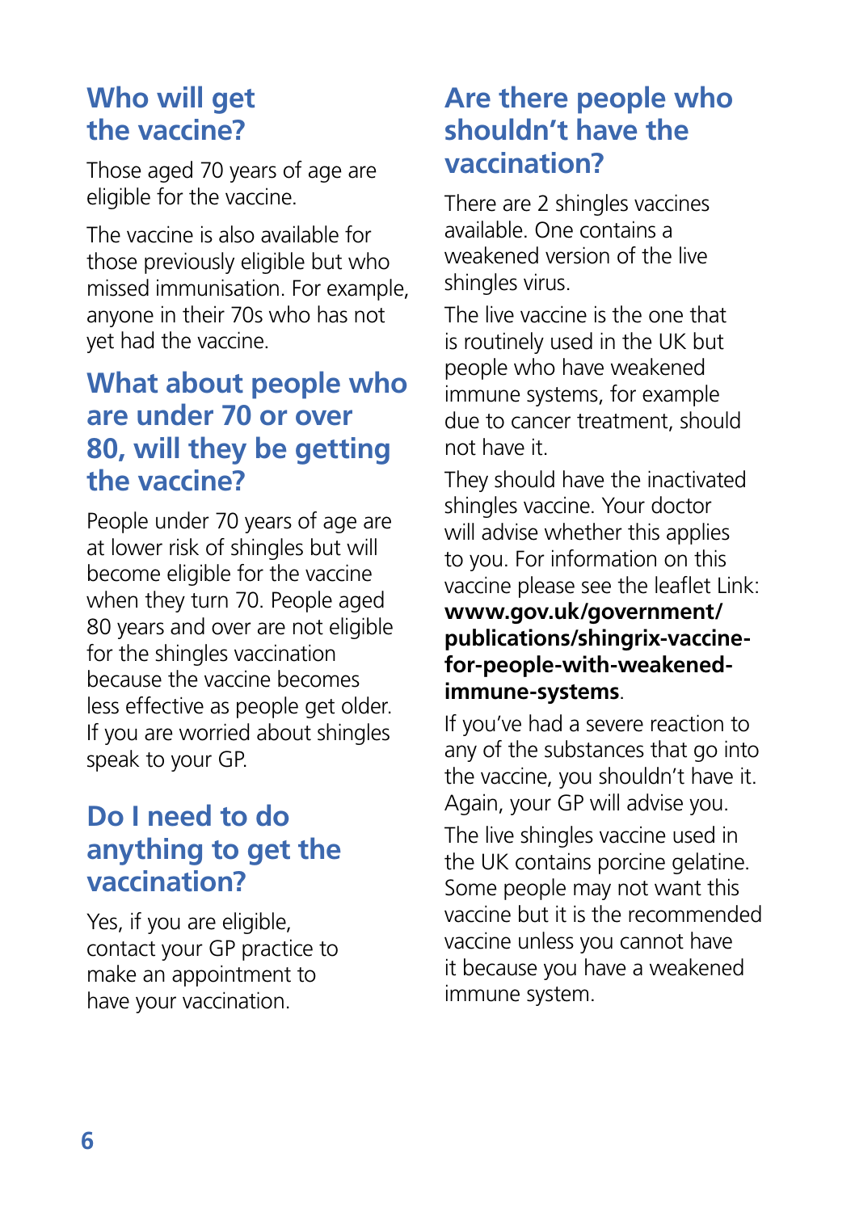## Who will get the vaccine?

Those aged 70 years of age are eligible for the vaccine.

The vaccine is also available for those previously eligible but who missed immunisation. For example, anyone in their 70s who has not yet had the vaccine.

## What about people who are under 70 or over 80, will they be getting the vaccine?

People under 70 years of age are at lower risk of shingles but will become eligible for the vaccine when they turn 70. People aged 80 years and over are not eligible for the shingles vaccination because the vaccine becomes less effective as people get older. If you are worried about shingles speak to your GP.

## Do I need to do anything to get the vaccination?

Yes, if you are eligible, contact your GP practice to make an appointment to have your vaccination.

## Are there people who shouldn't have the vaccination?

There are 2 shingles vaccines available. One contains a weakened version of the live shingles virus.

The live vaccine is the one that is routinely used in the UK but people who have weakened immune systems, for example due to cancer treatment, should not have it.

They should have the inactivated shingles vaccine. Your doctor will advise whether this applies to you. For information on this vaccine please see the leaflet Link: **www.gov.uk/government/publications/shingrix-vaccine-for-people-with-weakened-immune-systems**.

If you've had a severe reaction to any of the substances that go into the vaccine, you shouldn't have it. Again, your GP will advise you.

The live shingles vaccine used in the UK contains porcine gelatine. Some people may not want this vaccine but it is the recommended vaccine unless you cannot have it because you have a weakened immune system.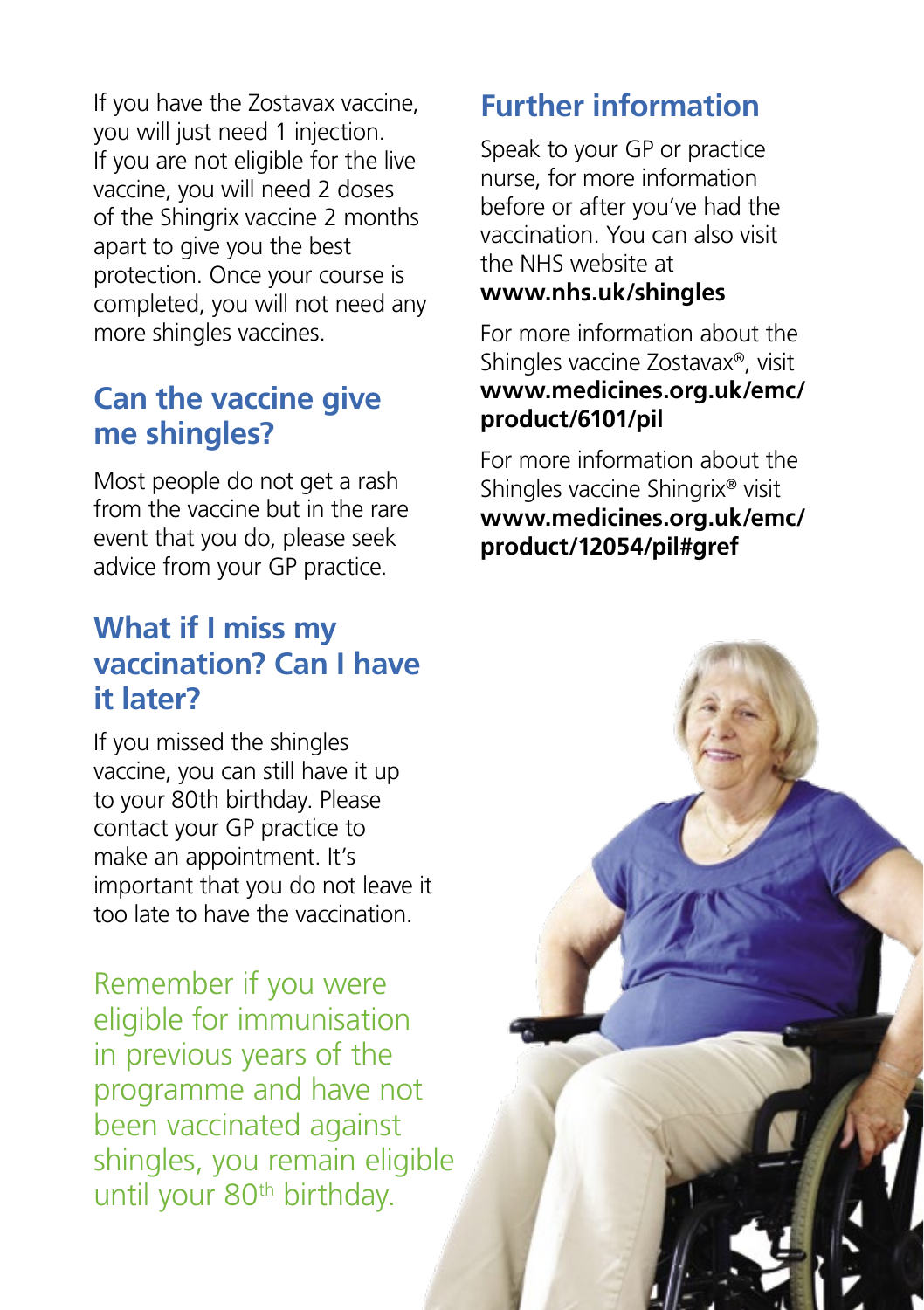If you have the Zostavax vaccine, you will just need 1 injection. If you are not eligible for the live vaccine, you will need 2 doses of the Shingrix vaccine 2 months apart to give you the best protection. Once your course is completed, you will not need any more shingles vaccines.

## Can the vaccine give me shingles?

Most people do not get a rash from the vaccine but in the rare event that you do, please seek advice from your GP practice.

## What if I miss my vaccination? Can I have it later?

If you missed the shingles vaccine, you can still have it up to your 80th birthday. Please contact your GP practice to make an appointment. It's important that you do not leave it too late to have the vaccination.

Remember if you were eligible for immunisation in previous years of the programme and have not been vaccinated against shingles, you remain eligible until your 80th birthday.

## Further information

Speak to your GP or practice nurse, for more information before or after you've had the vaccination. You can also visit the NHS website at **www.nhs.uk/shingles**

For more information about the Shingles vaccine Zostavax®, visit **www.medicines.org.uk/emc/product/6101/pil**

For more information about the Shingles vaccine Shingrix® visit **www.medicines.org.uk/emc/product/12054/pil#gref**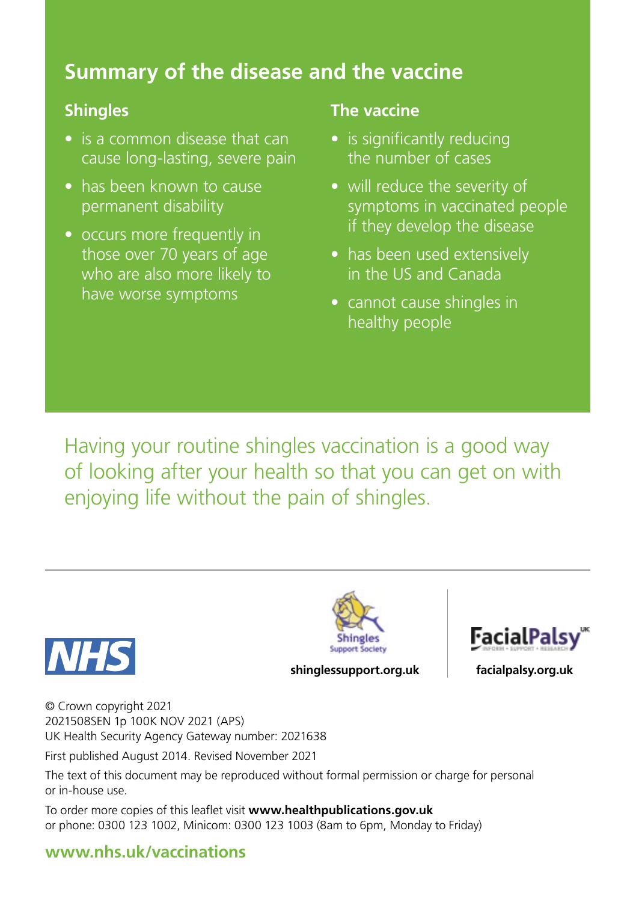## Summary of the disease and the vaccine

### Shingles

- is a common disease that can cause long-lasting, severe pain
- has been known to cause permanent disability
- occurs more frequently in those over 70 years of age who are also more likely to have worse symptoms

### The vaccine

- is significantly reducing the number of cases
- will reduce the severity of symptoms in vaccinated people if they develop the disease
- has been used extensively in the US and Canada
- cannot cause shingles in healthy people

Having your routine shingles vaccination is a good way of looking after your health so that you can get on with enjoying life without the pain of shingles.

NHS

Shingles Support Society

**shinglessupport.org.uk**

FacialPalsy UK

INFORM • SUPPORT • RESEARCH

**facialpalsy.org.uk**

© Crown copyright 2021
2021508SEN 1p 100K NOV 2021 (APS)
UK Health Security Agency Gateway number: 2021638

First published August 2014. Revised November 2021

The text of this document may be reproduced without formal permission or charge for personal or in-house use.

To order more copies of this leaflet visit **www.healthpublications.gov.uk**
or phone: 0300 123 1002, Minicom: 0300 123 1003 (8am to 6pm, Monday to Friday)

**www.nhs.uk/vaccinations**